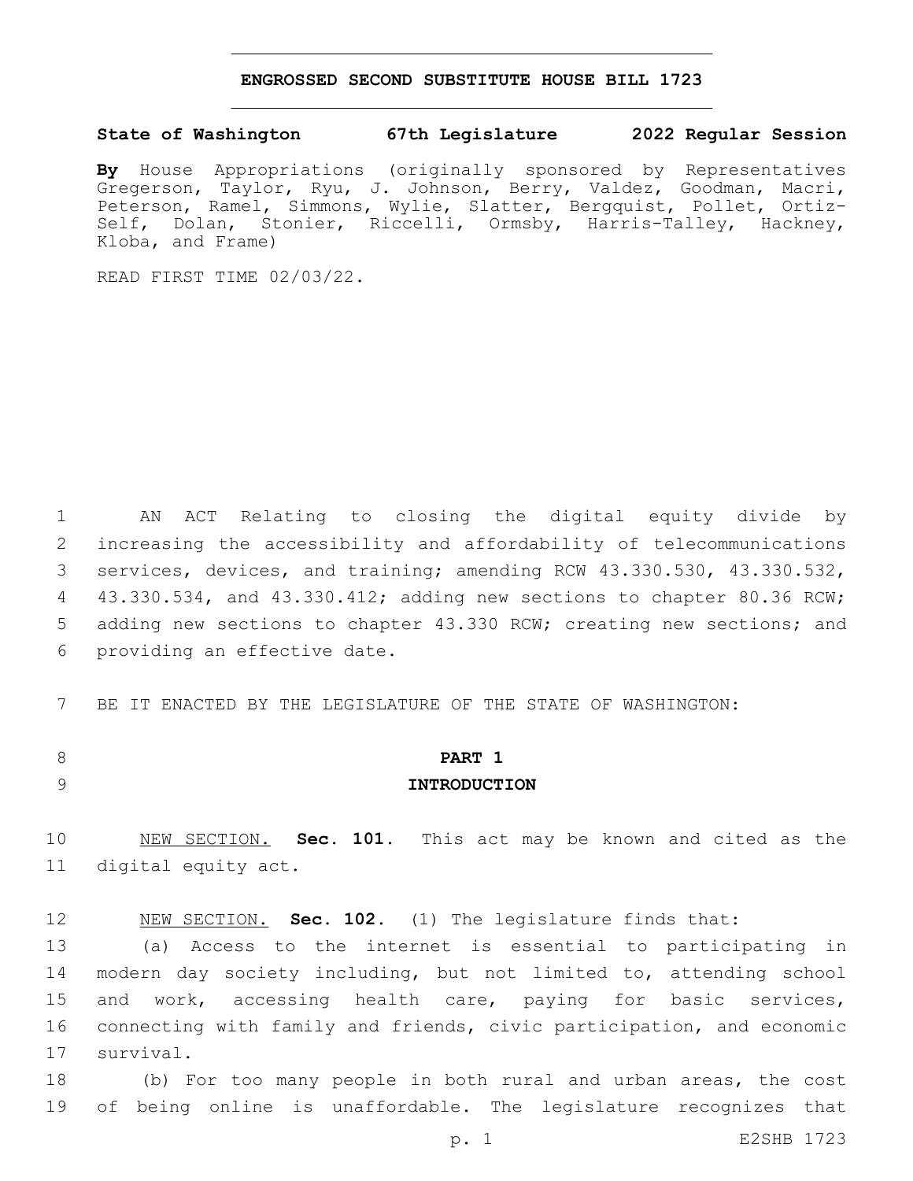# ENGROSSED SECOND SUBSTITUTE HOUSE BILL 1723

**State of Washington 67th Legislature 2022 Regular Session**

**By** House Appropriations (originally sponsored by Representatives Gregerson, Taylor, Ryu, J. Johnson, Berry, Valdez, Goodman, Macri, Peterson, Ramel, Simmons, Wylie, Slatter, Bergquist, Pollet, Ortiz-Self, Dolan, Stonier, Riccelli, Ormsby, Harris-Talley, Hackney, Kloba, and Frame)

READ FIRST TIME 02/03/22.

AN ACT Relating to closing the digital equity divide by increasing the accessibility and affordability of telecommunications services, devices, and training; amending RCW 43.330.530, 43.330.532, 43.330.534, and 43.330.412; adding new sections to chapter 80.36 RCW; adding new sections to chapter 43.330 RCW; creating new sections; and providing an effective date.

BE IT ENACTED BY THE LEGISLATURE OF THE STATE OF WASHINGTON:

## PART 1
## INTRODUCTION

NEW SECTION. **Sec. 101.** This act may be known and cited as the digital equity act.

NEW SECTION. **Sec. 102.** (1) The legislature finds that:

(a) Access to the internet is essential to participating in modern day society including, but not limited to, attending school and work, accessing health care, paying for basic services, connecting with family and friends, civic participation, and economic survival.

(b) For too many people in both rural and urban areas, the cost of being online is unaffordable. The legislature recognizes that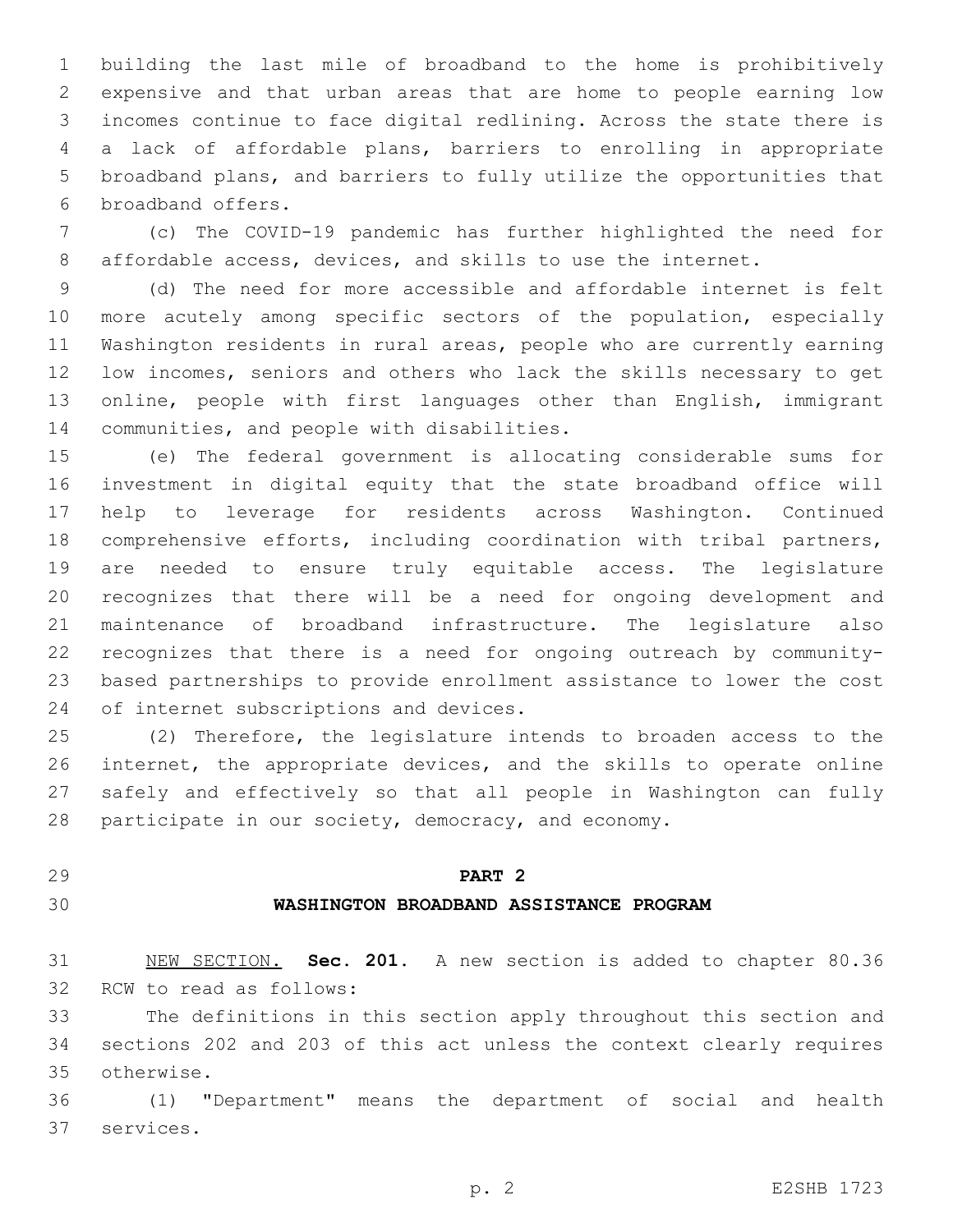building the last mile of broadband to the home is prohibitively expensive and that urban areas that are home to people earning low incomes continue to face digital redlining. Across the state there is a lack of affordable plans, barriers to enrolling in appropriate broadband plans, and barriers to fully utilize the opportunities that broadband offers.

(c) The COVID-19 pandemic has further highlighted the need for affordable access, devices, and skills to use the internet.

(d) The need for more accessible and affordable internet is felt more acutely among specific sectors of the population, especially Washington residents in rural areas, people who are currently earning low incomes, seniors and others who lack the skills necessary to get online, people with first languages other than English, immigrant communities, and people with disabilities.

(e) The federal government is allocating considerable sums for investment in digital equity that the state broadband office will help to leverage for residents across Washington. Continued comprehensive efforts, including coordination with tribal partners, are needed to ensure truly equitable access. The legislature recognizes that there will be a need for ongoing development and maintenance of broadband infrastructure. The legislature also recognizes that there is a need for ongoing outreach by community-based partnerships to provide enrollment assistance to lower the cost of internet subscriptions and devices.

(2) Therefore, the legislature intends to broaden access to the internet, the appropriate devices, and the skills to operate online safely and effectively so that all people in Washington can fully participate in our society, democracy, and economy.

## PART 2
## WASHINGTON BROADBAND ASSISTANCE PROGRAM

NEW SECTION. **Sec. 201.** A new section is added to chapter 80.36 RCW to read as follows:

The definitions in this section apply throughout this section and sections 202 and 203 of this act unless the context clearly requires otherwise.

(1) "Department" means the department of social and health services.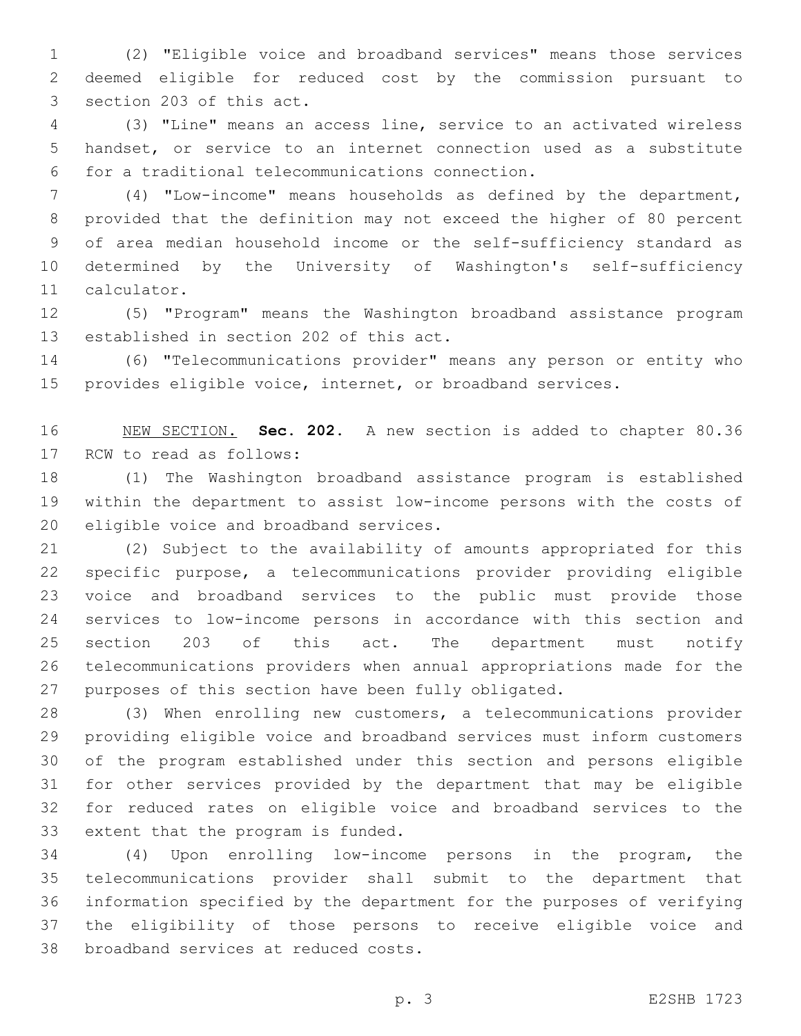(2) "Eligible voice and broadband services" means those services deemed eligible for reduced cost by the commission pursuant to section 203 of this act.

(3) "Line" means an access line, service to an activated wireless handset, or service to an internet connection used as a substitute for a traditional telecommunications connection.

(4) "Low-income" means households as defined by the department, provided that the definition may not exceed the higher of 80 percent of area median household income or the self-sufficiency standard as determined by the University of Washington's self-sufficiency calculator.

(5) "Program" means the Washington broadband assistance program established in section 202 of this act.

(6) "Telecommunications provider" means any person or entity who provides eligible voice, internet, or broadband services.

NEW SECTION. **Sec. 202.** A new section is added to chapter 80.36 RCW to read as follows:

(1) The Washington broadband assistance program is established within the department to assist low-income persons with the costs of eligible voice and broadband services.

(2) Subject to the availability of amounts appropriated for this specific purpose, a telecommunications provider providing eligible voice and broadband services to the public must provide those services to low-income persons in accordance with this section and section 203 of this act. The department must notify telecommunications providers when annual appropriations made for the purposes of this section have been fully obligated.

(3) When enrolling new customers, a telecommunications provider providing eligible voice and broadband services must inform customers of the program established under this section and persons eligible for other services provided by the department that may be eligible for reduced rates on eligible voice and broadband services to the extent that the program is funded.

(4) Upon enrolling low-income persons in the program, the telecommunications provider shall submit to the department that information specified by the department for the purposes of verifying the eligibility of those persons to receive eligible voice and broadband services at reduced costs.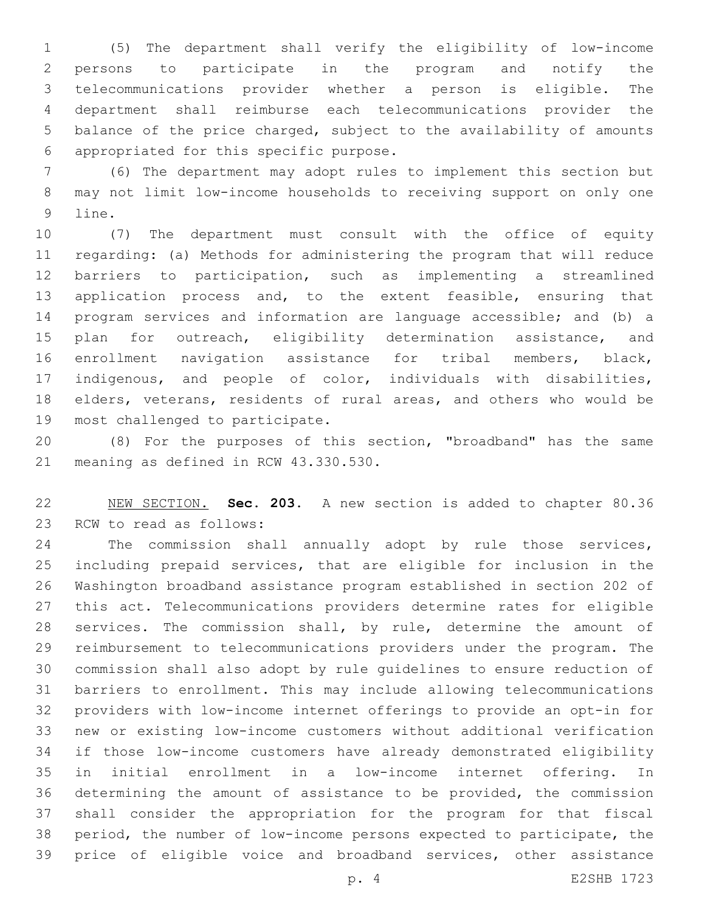(5) The department shall verify the eligibility of low-income persons to participate in the program and notify the telecommunications provider whether a person is eligible. The department shall reimburse each telecommunications provider the balance of the price charged, subject to the availability of amounts appropriated for this specific purpose.

(6) The department may adopt rules to implement this section but may not limit low-income households to receiving support on only one line.

(7) The department must consult with the office of equity regarding: (a) Methods for administering the program that will reduce barriers to participation, such as implementing a streamlined application process and, to the extent feasible, ensuring that program services and information are language accessible; and (b) a plan for outreach, eligibility determination assistance, and enrollment navigation assistance for tribal members, black, indigenous, and people of color, individuals with disabilities, elders, veterans, residents of rural areas, and others who would be most challenged to participate.

(8) For the purposes of this section, "broadband" has the same meaning as defined in RCW 43.330.530.

NEW SECTION. **Sec. 203.** A new section is added to chapter 80.36 RCW to read as follows:

The commission shall annually adopt by rule those services, including prepaid services, that are eligible for inclusion in the Washington broadband assistance program established in section 202 of this act. Telecommunications providers determine rates for eligible services. The commission shall, by rule, determine the amount of reimbursement to telecommunications providers under the program. The commission shall also adopt by rule guidelines to ensure reduction of barriers to enrollment. This may include allowing telecommunications providers with low-income internet offerings to provide an opt-in for new or existing low-income customers without additional verification if those low-income customers have already demonstrated eligibility in initial enrollment in a low-income internet offering. In determining the amount of assistance to be provided, the commission shall consider the appropriation for the program for that fiscal period, the number of low-income persons expected to participate, the price of eligible voice and broadband services, other assistance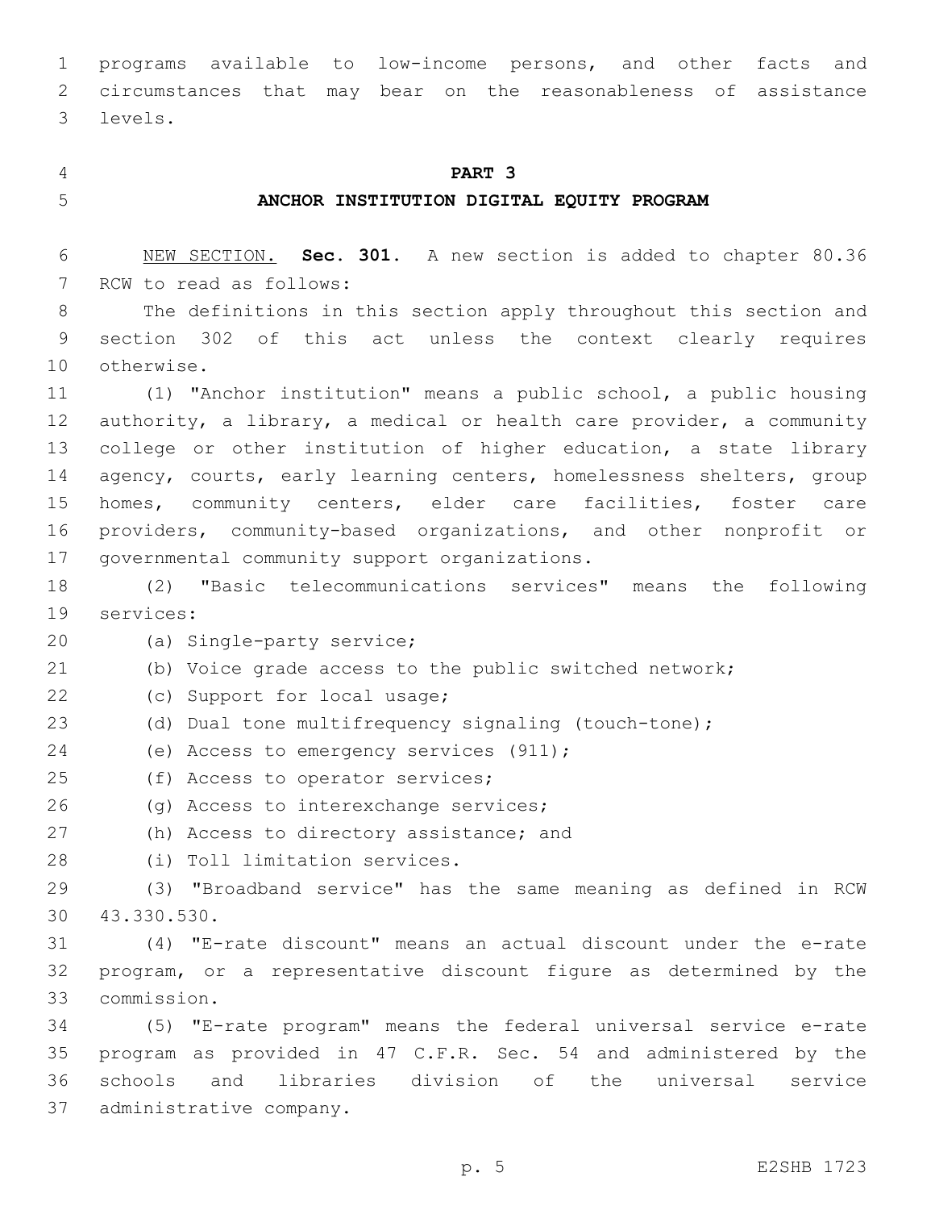programs available to low-income persons, and other facts and circumstances that may bear on the reasonableness of assistance levels.

## PART 3
## ANCHOR INSTITUTION DIGITAL EQUITY PROGRAM

NEW SECTION. **Sec. 301.** A new section is added to chapter 80.36 RCW to read as follows:

The definitions in this section apply throughout this section and section 302 of this act unless the context clearly requires otherwise.

(1) "Anchor institution" means a public school, a public housing authority, a library, a medical or health care provider, a community college or other institution of higher education, a state library agency, courts, early learning centers, homelessness shelters, group homes, community centers, elder care facilities, foster care providers, community-based organizations, and other nonprofit or governmental community support organizations.

(2) "Basic telecommunications services" means the following services:

(a) Single-party service;

(b) Voice grade access to the public switched network;

(c) Support for local usage;

(d) Dual tone multifrequency signaling (touch-tone);

(e) Access to emergency services (911);

(f) Access to operator services;

(g) Access to interexchange services;

(h) Access to directory assistance; and

(i) Toll limitation services.

(3) "Broadband service" has the same meaning as defined in RCW 43.330.530.

(4) "E-rate discount" means an actual discount under the e-rate program, or a representative discount figure as determined by the commission.

(5) "E-rate program" means the federal universal service e-rate program as provided in 47 C.F.R. Sec. 54 and administered by the schools and libraries division of the universal service administrative company.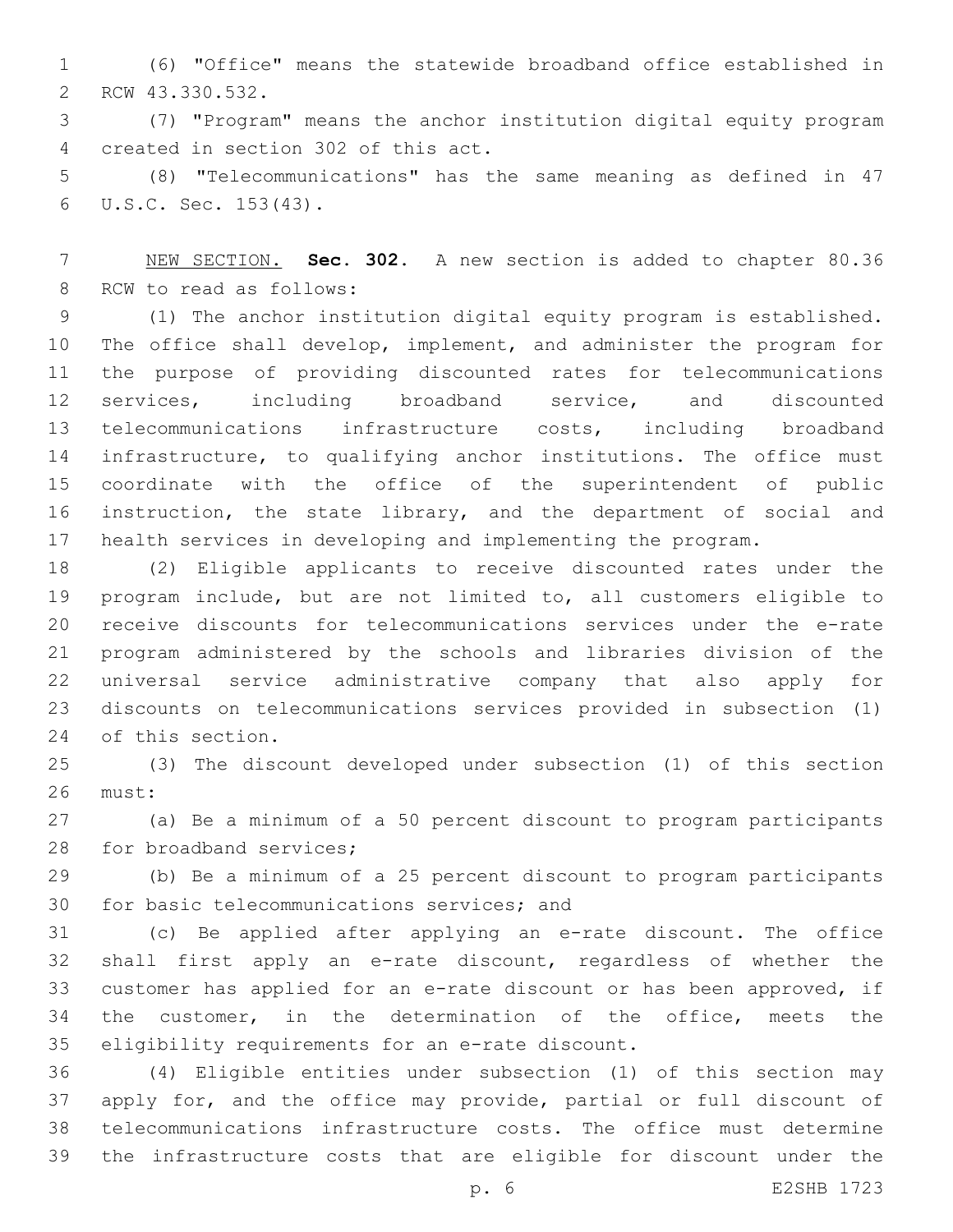(6) "Office" means the statewide broadband office established in RCW 43.330.532.

(7) "Program" means the anchor institution digital equity program created in section 302 of this act.

(8) "Telecommunications" has the same meaning as defined in 47 U.S.C. Sec. 153(43).

NEW SECTION. **Sec. 302.** A new section is added to chapter 80.36 RCW to read as follows:

(1) The anchor institution digital equity program is established. The office shall develop, implement, and administer the program for the purpose of providing discounted rates for telecommunications services, including broadband service, and discounted telecommunications infrastructure costs, including broadband infrastructure, to qualifying anchor institutions. The office must coordinate with the office of the superintendent of public instruction, the state library, and the department of social and health services in developing and implementing the program.

(2) Eligible applicants to receive discounted rates under the program include, but are not limited to, all customers eligible to receive discounts for telecommunications services under the e-rate program administered by the schools and libraries division of the universal service administrative company that also apply for discounts on telecommunications services provided in subsection (1) of this section.

(3) The discount developed under subsection (1) of this section must:

(a) Be a minimum of a 50 percent discount to program participants for broadband services;

(b) Be a minimum of a 25 percent discount to program participants for basic telecommunications services; and

(c) Be applied after applying an e-rate discount. The office shall first apply an e-rate discount, regardless of whether the customer has applied for an e-rate discount or has been approved, if the customer, in the determination of the office, meets the eligibility requirements for an e-rate discount.

(4) Eligible entities under subsection (1) of this section may apply for, and the office may provide, partial or full discount of telecommunications infrastructure costs. The office must determine the infrastructure costs that are eligible for discount under the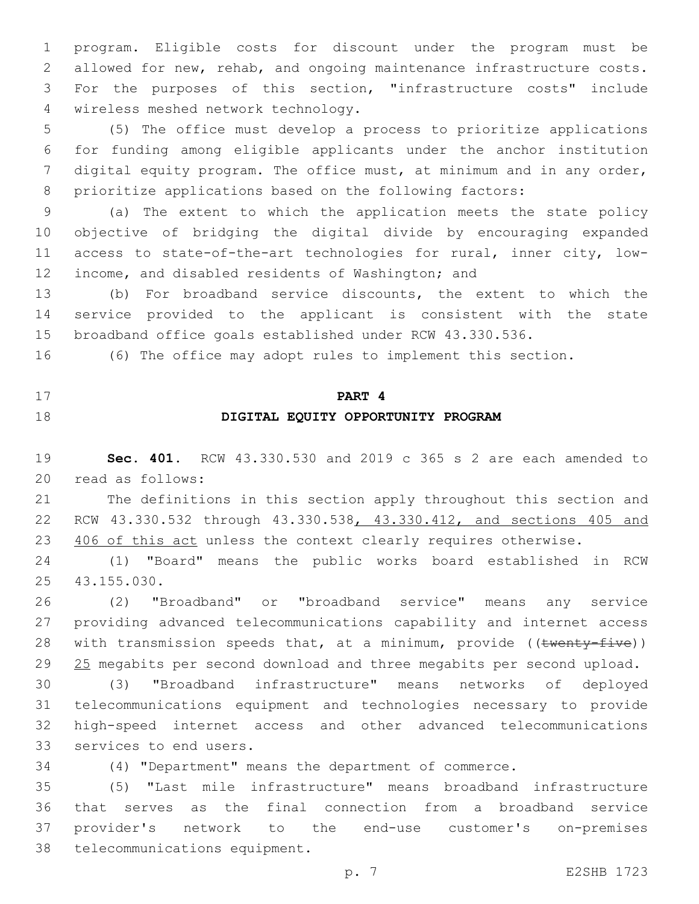program. Eligible costs for discount under the program must be allowed for new, rehab, and ongoing maintenance infrastructure costs. For the purposes of this section, "infrastructure costs" include wireless meshed network technology.

(5) The office must develop a process to prioritize applications for funding among eligible applicants under the anchor institution digital equity program. The office must, at minimum and in any order, prioritize applications based on the following factors:

(a) The extent to which the application meets the state policy objective of bridging the digital divide by encouraging expanded access to state-of-the-art technologies for rural, inner city, low-income, and disabled residents of Washington; and

(b) For broadband service discounts, the extent to which the service provided to the applicant is consistent with the state broadband office goals established under RCW 43.330.536.

(6) The office may adopt rules to implement this section.

## PART 4
## DIGITAL EQUITY OPPORTUNITY PROGRAM

**Sec. 401.** RCW 43.330.530 and 2019 c 365 s 2 are each amended to read as follows:

The definitions in this section apply throughout this section and RCW 43.330.532 through 43.330.538, 43.330.412, and sections 405 and 406 of this act unless the context clearly requires otherwise.

(1) "Board" means the public works board established in RCW 43.155.030.

(2) "Broadband" or "broadband service" means any service providing advanced telecommunications capability and internet access with transmission speeds that, at a minimum, provide ((~~twenty-five~~)) 25 megabits per second download and three megabits per second upload.

(3) "Broadband infrastructure" means networks of deployed telecommunications equipment and technologies necessary to provide high-speed internet access and other advanced telecommunications services to end users.

(4) "Department" means the department of commerce.

(5) "Last mile infrastructure" means broadband infrastructure that serves as the final connection from a broadband service provider's network to the end-use customer's on-premises telecommunications equipment.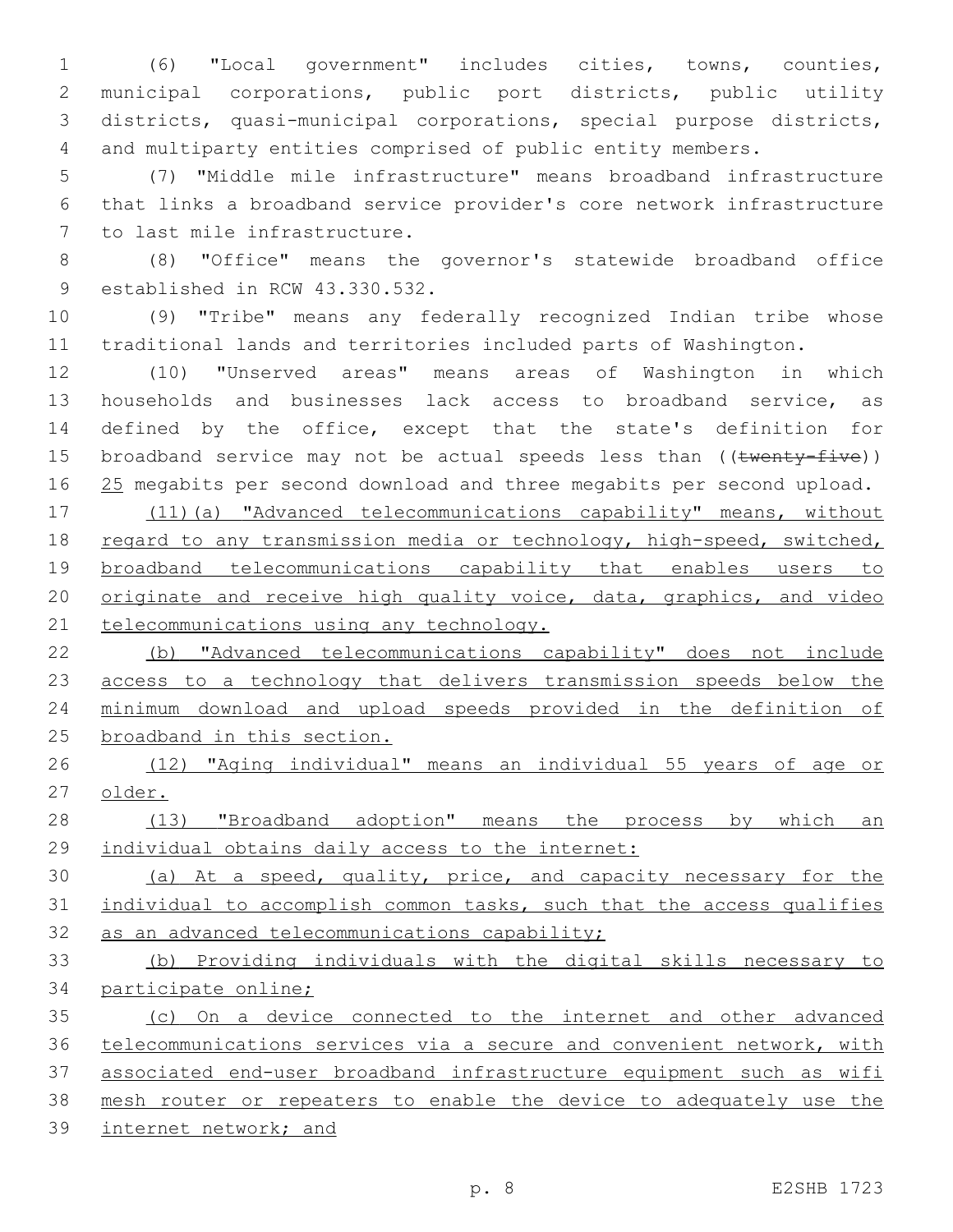(6) "Local government" includes cities, towns, counties, municipal corporations, public port districts, public utility districts, quasi-municipal corporations, special purpose districts, and multiparty entities comprised of public entity members.

(7) "Middle mile infrastructure" means broadband infrastructure that links a broadband service provider's core network infrastructure to last mile infrastructure.

(8) "Office" means the governor's statewide broadband office established in RCW 43.330.532.

(9) "Tribe" means any federally recognized Indian tribe whose traditional lands and territories included parts of Washington.

(10) "Unserved areas" means areas of Washington in which households and businesses lack access to broadband service, as defined by the office, except that the state's definition for broadband service may not be actual speeds less than ((~~twenty-five~~)) 25 megabits per second download and three megabits per second upload.

(11)(a) "Advanced telecommunications capability" means, without regard to any transmission media or technology, high-speed, switched, broadband telecommunications capability that enables users to originate and receive high quality voice, data, graphics, and video telecommunications using any technology.

(b) "Advanced telecommunications capability" does not include access to a technology that delivers transmission speeds below the minimum download and upload speeds provided in the definition of broadband in this section.

(12) "Aging individual" means an individual 55 years of age or older.

(13) "Broadband adoption" means the process by which an individual obtains daily access to the internet:

(a) At a speed, quality, price, and capacity necessary for the individual to accomplish common tasks, such that the access qualifies as an advanced telecommunications capability;

(b) Providing individuals with the digital skills necessary to participate online;

(c) On a device connected to the internet and other advanced telecommunications services via a secure and convenient network, with associated end-user broadband infrastructure equipment such as wifi mesh router or repeaters to enable the device to adequately use the internet network; and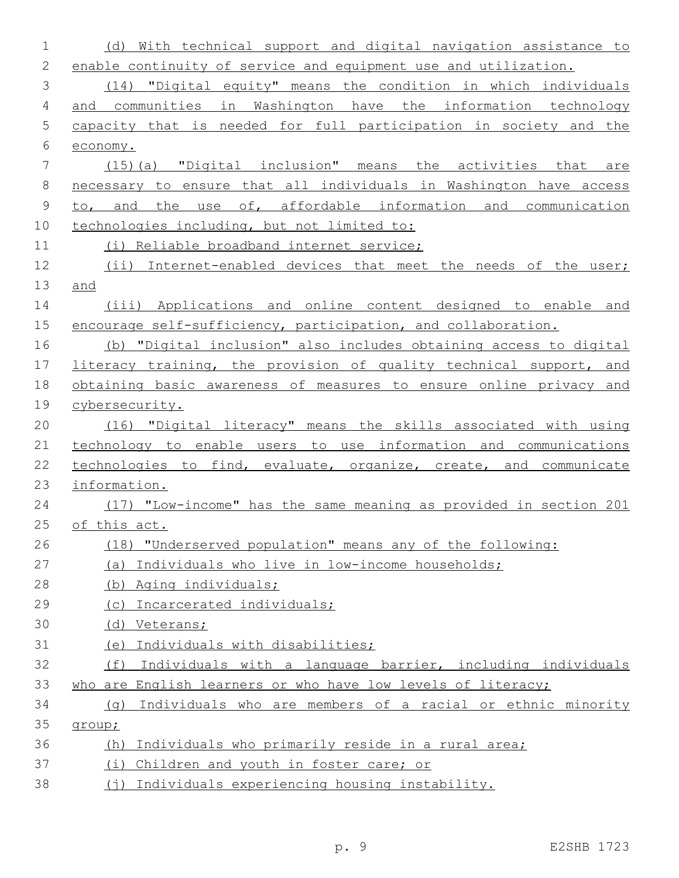(d) With technical support and digital navigation assistance to enable continuity of service and equipment use and utilization.

(14) "Digital equity" means the condition in which individuals and communities in Washington have the information technology capacity that is needed for full participation in society and the economy.

(15)(a) "Digital inclusion" means the activities that are necessary to ensure that all individuals in Washington have access to, and the use of, affordable information and communication technologies including, but not limited to:

(i) Reliable broadband internet service;

(ii) Internet-enabled devices that meet the needs of the user; and

(iii) Applications and online content designed to enable and encourage self-sufficiency, participation, and collaboration.

(b) "Digital inclusion" also includes obtaining access to digital literacy training, the provision of quality technical support, and obtaining basic awareness of measures to ensure online privacy and cybersecurity.

(16) "Digital literacy" means the skills associated with using technology to enable users to use information and communications technologies to find, evaluate, organize, create, and communicate information.

(17) "Low-income" has the same meaning as provided in section 201 of this act.

(18) "Underserved population" means any of the following:

(a) Individuals who live in low-income households;

(b) Aging individuals;

(c) Incarcerated individuals;

(d) Veterans;

(e) Individuals with disabilities;

(f) Individuals with a language barrier, including individuals who are English learners or who have low levels of literacy;

(g) Individuals who are members of a racial or ethnic minority group;

(h) Individuals who primarily reside in a rural area;

(i) Children and youth in foster care; or

(j) Individuals experiencing housing instability.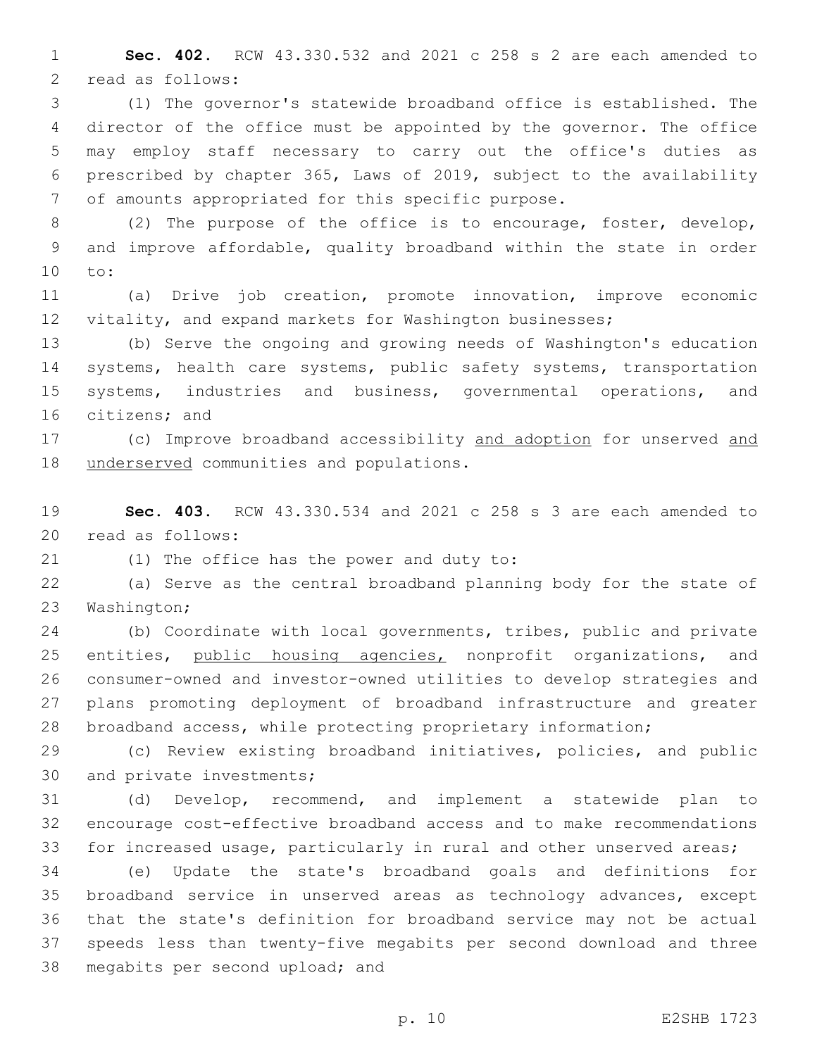**Sec. 402.** RCW 43.330.532 and 2021 c 258 s 2 are each amended to read as follows:

(1) The governor's statewide broadband office is established. The director of the office must be appointed by the governor. The office may employ staff necessary to carry out the office's duties as prescribed by chapter 365, Laws of 2019, subject to the availability of amounts appropriated for this specific purpose.

(2) The purpose of the office is to encourage, foster, develop, and improve affordable, quality broadband within the state in order to:

(a) Drive job creation, promote innovation, improve economic vitality, and expand markets for Washington businesses;

(b) Serve the ongoing and growing needs of Washington's education systems, health care systems, public safety systems, transportation systems, industries and business, governmental operations, and citizens; and

(c) Improve broadband accessibility <u>and adoption</u> for unserved <u>and underserved</u> communities and populations.

**Sec. 403.** RCW 43.330.534 and 2021 c 258 s 3 are each amended to read as follows:

(1) The office has the power and duty to:

(a) Serve as the central broadband planning body for the state of Washington;

(b) Coordinate with local governments, tribes, public and private entities, <u>public housing agencies,</u> nonprofit organizations, and consumer-owned and investor-owned utilities to develop strategies and plans promoting deployment of broadband infrastructure and greater broadband access, while protecting proprietary information;

(c) Review existing broadband initiatives, policies, and public and private investments;

(d) Develop, recommend, and implement a statewide plan to encourage cost-effective broadband access and to make recommendations for increased usage, particularly in rural and other unserved areas;

(e) Update the state's broadband goals and definitions for broadband service in unserved areas as technology advances, except that the state's definition for broadband service may not be actual speeds less than twenty-five megabits per second download and three megabits per second upload; and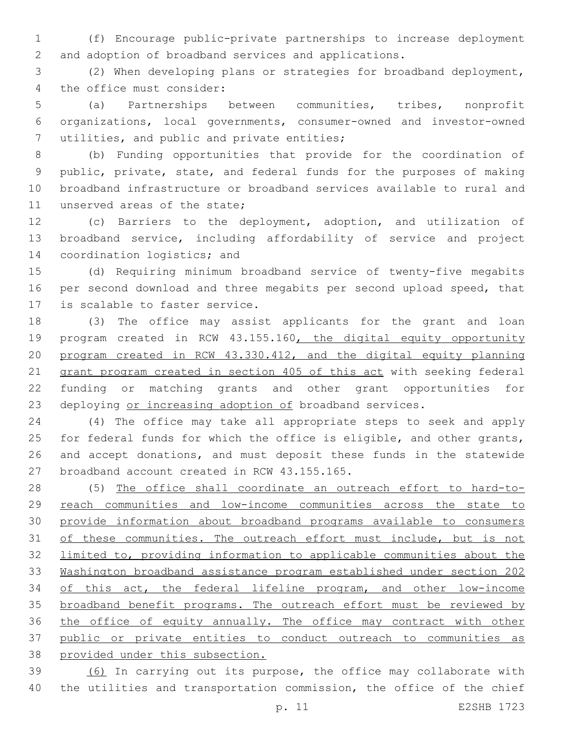(f) Encourage public-private partnerships to increase deployment and adoption of broadband services and applications.

(2) When developing plans or strategies for broadband deployment, the office must consider:

(a) Partnerships between communities, tribes, nonprofit organizations, local governments, consumer-owned and investor-owned utilities, and public and private entities;

(b) Funding opportunities that provide for the coordination of public, private, state, and federal funds for the purposes of making broadband infrastructure or broadband services available to rural and unserved areas of the state;

(c) Barriers to the deployment, adoption, and utilization of broadband service, including affordability of service and project coordination logistics; and

(d) Requiring minimum broadband service of twenty-five megabits per second download and three megabits per second upload speed, that is scalable to faster service.

(3) The office may assist applicants for the grant and loan program created in RCW 43.155.160, the digital equity opportunity program created in RCW 43.330.412, and the digital equity planning grant program created in section 405 of this act with seeking federal funding or matching grants and other grant opportunities for deploying or increasing adoption of broadband services.

(4) The office may take all appropriate steps to seek and apply for federal funds for which the office is eligible, and other grants, and accept donations, and must deposit these funds in the statewide broadband account created in RCW 43.155.165.

(5) The office shall coordinate an outreach effort to hard-to-reach communities and low-income communities across the state to provide information about broadband programs available to consumers of these communities. The outreach effort must include, but is not limited to, providing information to applicable communities about the Washington broadband assistance program established under section 202 of this act, the federal lifeline program, and other low-income broadband benefit programs. The outreach effort must be reviewed by the office of equity annually. The office may contract with other public or private entities to conduct outreach to communities as provided under this subsection.

(6) In carrying out its purpose, the office may collaborate with the utilities and transportation commission, the office of the chief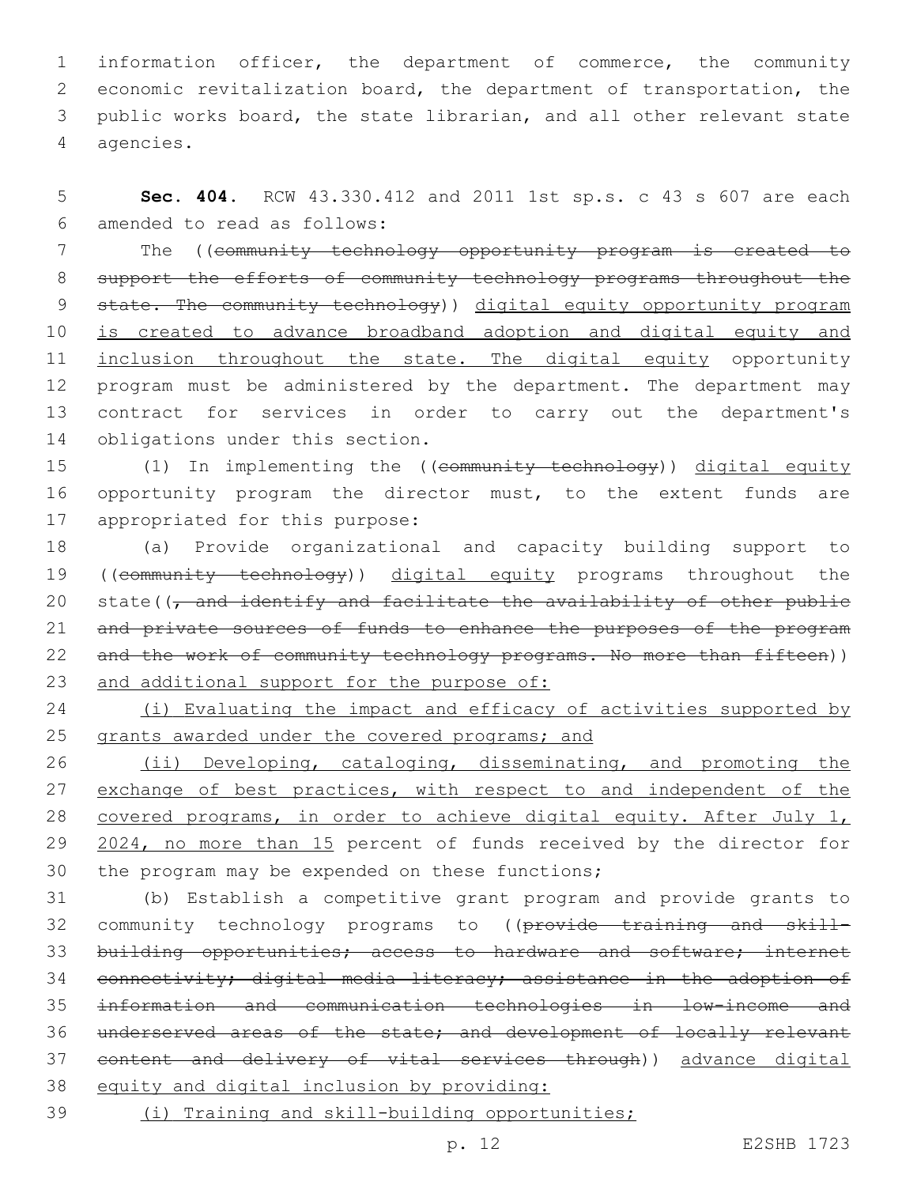information officer, the department of commerce, the community economic revitalization board, the department of transportation, the public works board, the state librarian, and all other relevant state agencies.

**Sec. 404.** RCW 43.330.412 and 2011 1st sp.s. c 43 s 607 are each amended to read as follows:

The ((~~community technology opportunity program is created to support the efforts of community technology programs throughout the state. The community technology~~)) <u>digital equity opportunity program is created to advance broadband adoption and digital equity and inclusion throughout the state. The digital equity</u> opportunity program must be administered by the department. The department may contract for services in order to carry out the department's obligations under this section.

(1) In implementing the ((~~community technology~~)) <u>digital equity</u> opportunity program the director must, to the extent funds are appropriated for this purpose:

(a) Provide organizational and capacity building support to ((~~community technology~~)) <u>digital equity</u> programs throughout the state((~~, and identify and facilitate the availability of other public and private sources of funds to enhance the purposes of the program and the work of community technology programs. No more than fifteen~~)) <u>and additional support for the purpose of:</u>

<u>(i) Evaluating the impact and efficacy of activities supported by grants awarded under the covered programs; and</u>

<u>(ii) Developing, cataloging, disseminating, and promoting the exchange of best practices, with respect to and independent of the covered programs, in order to achieve digital equity. After July 1, 2024, no more than 15</u> percent of funds received by the director for the program may be expended on these functions;

(b) Establish a competitive grant program and provide grants to community technology programs to ((~~provide training and skill-building opportunities; access to hardware and software; internet connectivity; digital media literacy; assistance in the adoption of information and communication technologies in low-income and underserved areas of the state; and development of locally relevant content and delivery of vital services through~~)) <u>advance digital equity and digital inclusion by providing:</u>

<u>(i) Training and skill-building opportunities;</u>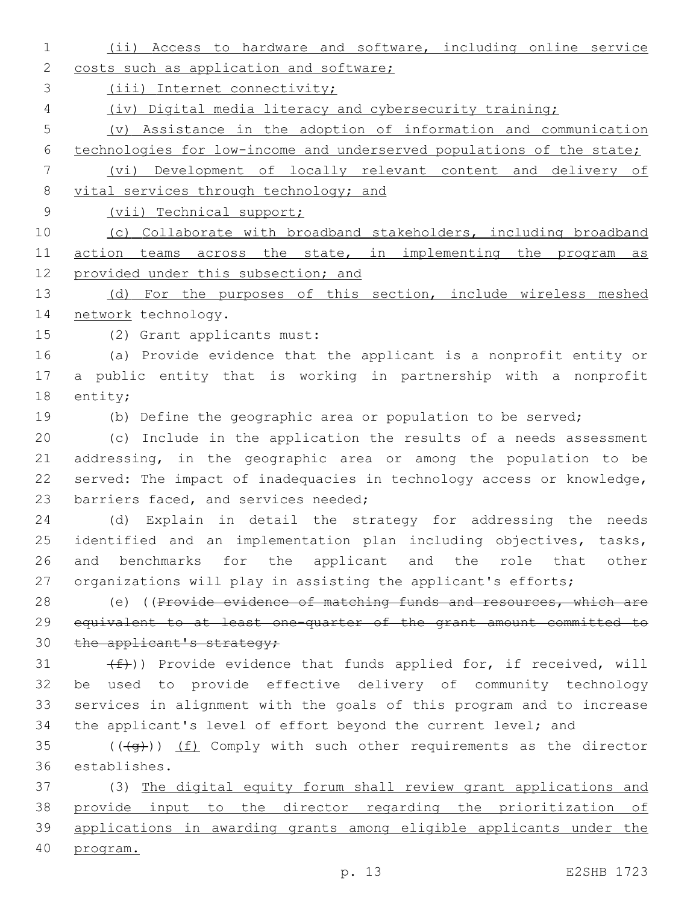(ii) Access to hardware and software, including online service costs such as application and software;

(iii) Internet connectivity;

(iv) Digital media literacy and cybersecurity training;

(v) Assistance in the adoption of information and communication technologies for low-income and underserved populations of the state;

(vi) Development of locally relevant content and delivery of vital services through technology; and

(vii) Technical support;

(c) Collaborate with broadband stakeholders, including broadband action teams across the state, in implementing the program as provided under this subsection; and

(d) For the purposes of this section, include wireless meshed network technology.

(2) Grant applicants must:

(a) Provide evidence that the applicant is a nonprofit entity or a public entity that is working in partnership with a nonprofit entity;

(b) Define the geographic area or population to be served;

(c) Include in the application the results of a needs assessment addressing, in the geographic area or among the population to be served: The impact of inadequacies in technology access or knowledge, barriers faced, and services needed;

(d) Explain in detail the strategy for addressing the needs identified and an implementation plan including objectives, tasks, and benchmarks for the applicant and the role that other organizations will play in assisting the applicant's efforts;

(e) ((~~Provide evidence of matching funds and resources, which are equivalent to at least one-quarter of the grant amount committed to the applicant's strategy;~~

~~(f)~~)) Provide evidence that funds applied for, if received, will be used to provide effective delivery of community technology services in alignment with the goals of this program and to increase the applicant's level of effort beyond the current level; and

((~~(g)~~)) (f) Comply with such other requirements as the director establishes.

(3) The digital equity forum shall review grant applications and provide input to the director regarding the prioritization of applications in awarding grants among eligible applicants under the program.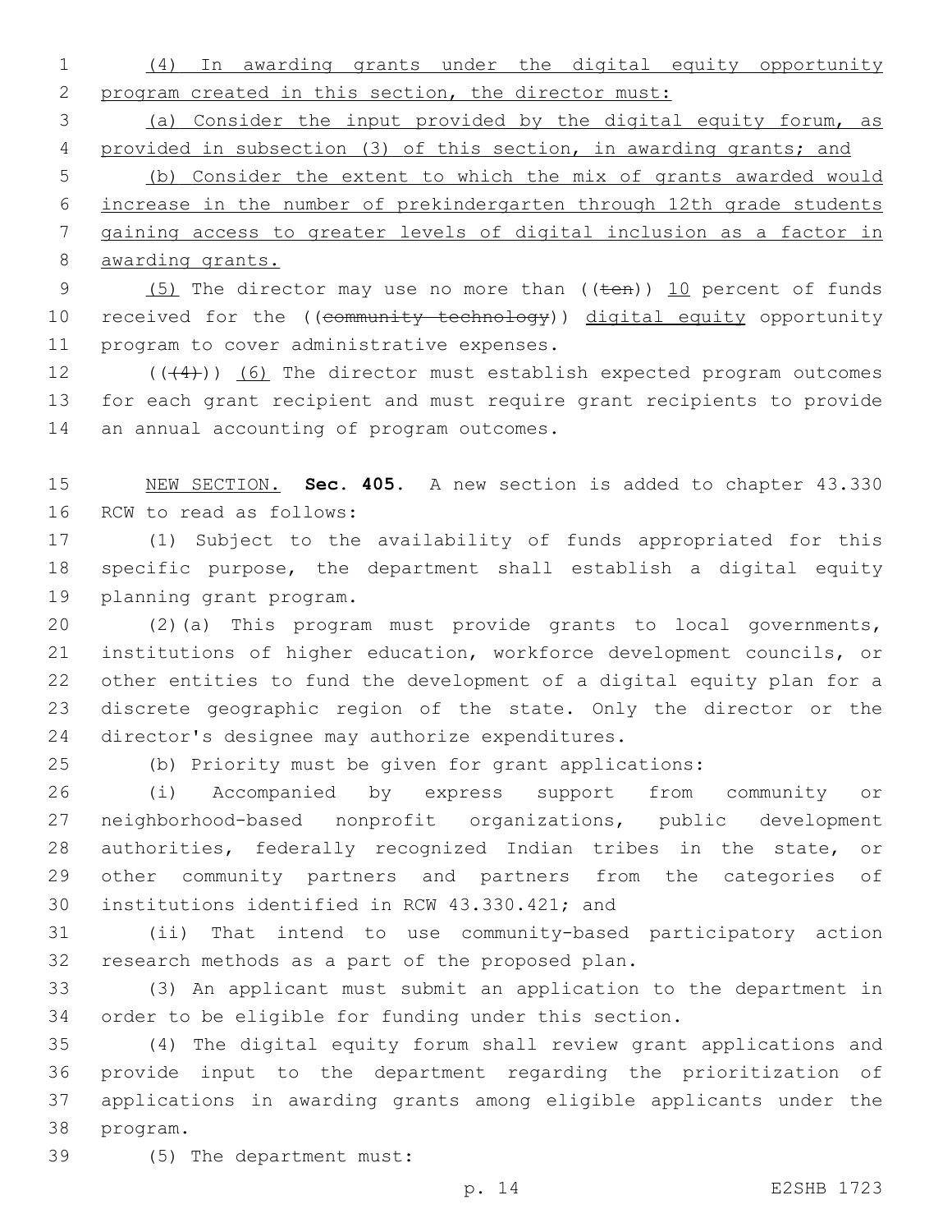(4) In awarding grants under the digital equity opportunity program created in this section, the director must:

(a) Consider the input provided by the digital equity forum, as provided in subsection (3) of this section, in awarding grants; and

(b) Consider the extent to which the mix of grants awarded would increase in the number of prekindergarten through 12th grade students gaining access to greater levels of digital inclusion as a factor in awarding grants.

(5) The director may use no more than ((~~ten~~)) 10 percent of funds received for the ((~~community technology~~)) digital equity opportunity program to cover administrative expenses.

((~~(4)~~)) (6) The director must establish expected program outcomes for each grant recipient and must require grant recipients to provide an annual accounting of program outcomes.

NEW SECTION. **Sec. 405.** A new section is added to chapter 43.330 RCW to read as follows:

(1) Subject to the availability of funds appropriated for this specific purpose, the department shall establish a digital equity planning grant program.

(2)(a) This program must provide grants to local governments, institutions of higher education, workforce development councils, or other entities to fund the development of a digital equity plan for a discrete geographic region of the state. Only the director or the director's designee may authorize expenditures.

(b) Priority must be given for grant applications:

(i) Accompanied by express support from community or neighborhood-based nonprofit organizations, public development authorities, federally recognized Indian tribes in the state, or other community partners and partners from the categories of institutions identified in RCW 43.330.421; and

(ii) That intend to use community-based participatory action research methods as a part of the proposed plan.

(3) An applicant must submit an application to the department in order to be eligible for funding under this section.

(4) The digital equity forum shall review grant applications and provide input to the department regarding the prioritization of applications in awarding grants among eligible applicants under the program.

(5) The department must: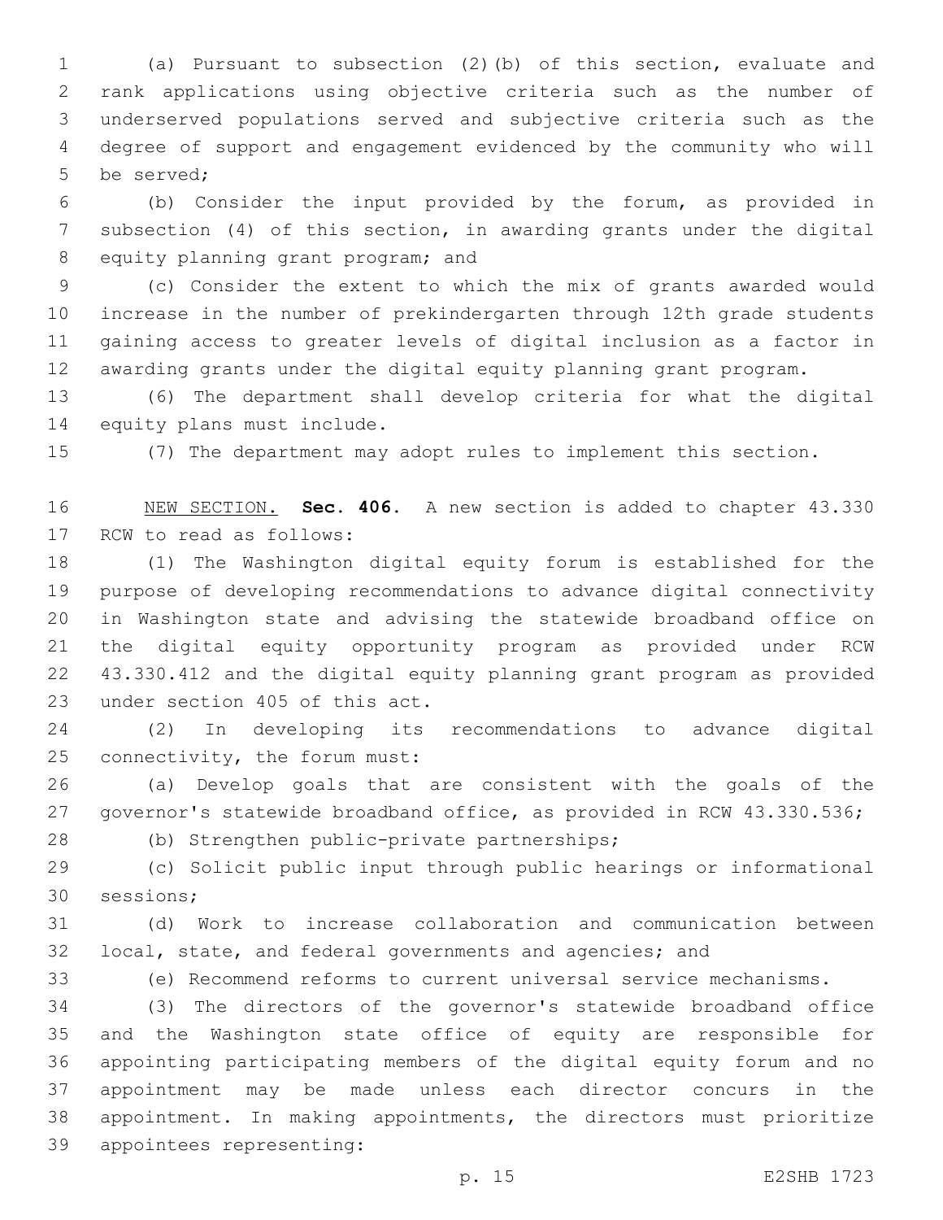(a) Pursuant to subsection (2)(b) of this section, evaluate and rank applications using objective criteria such as the number of underserved populations served and subjective criteria such as the degree of support and engagement evidenced by the community who will be served;

(b) Consider the input provided by the forum, as provided in subsection (4) of this section, in awarding grants under the digital equity planning grant program; and

(c) Consider the extent to which the mix of grants awarded would increase in the number of prekindergarten through 12th grade students gaining access to greater levels of digital inclusion as a factor in awarding grants under the digital equity planning grant program.

(6) The department shall develop criteria for what the digital equity plans must include.

(7) The department may adopt rules to implement this section.

NEW SECTION. **Sec. 406.** A new section is added to chapter 43.330 RCW to read as follows:

(1) The Washington digital equity forum is established for the purpose of developing recommendations to advance digital connectivity in Washington state and advising the statewide broadband office on the digital equity opportunity program as provided under RCW 43.330.412 and the digital equity planning grant program as provided under section 405 of this act.

(2) In developing its recommendations to advance digital connectivity, the forum must:

(a) Develop goals that are consistent with the goals of the governor's statewide broadband office, as provided in RCW 43.330.536;

(b) Strengthen public-private partnerships;

(c) Solicit public input through public hearings or informational sessions;

(d) Work to increase collaboration and communication between local, state, and federal governments and agencies; and

(e) Recommend reforms to current universal service mechanisms.

(3) The directors of the governor's statewide broadband office and the Washington state office of equity are responsible for appointing participating members of the digital equity forum and no appointment may be made unless each director concurs in the appointment. In making appointments, the directors must prioritize appointees representing: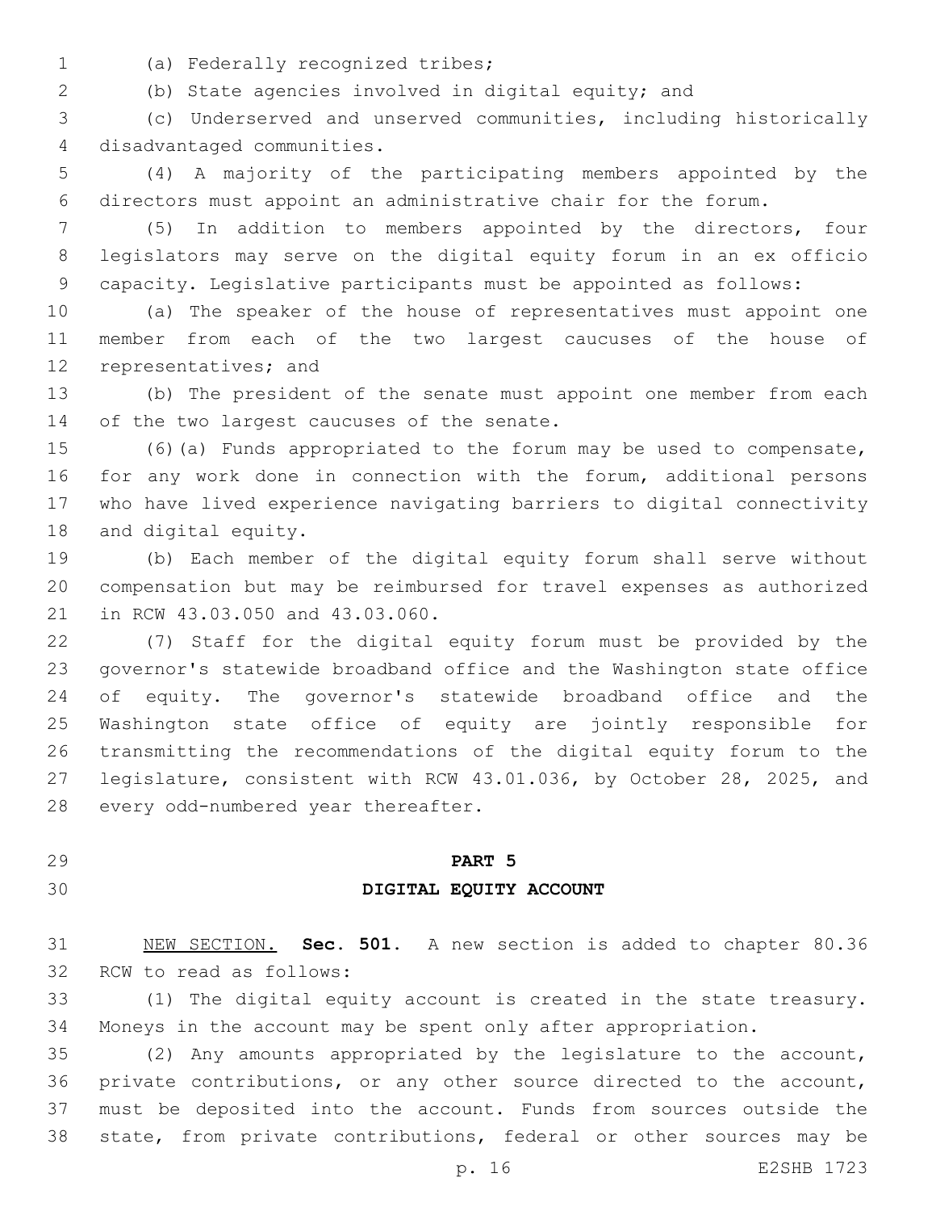(a) Federally recognized tribes;

(b) State agencies involved in digital equity; and

(c) Underserved and unserved communities, including historically disadvantaged communities.

(4) A majority of the participating members appointed by the directors must appoint an administrative chair for the forum.

(5) In addition to members appointed by the directors, four legislators may serve on the digital equity forum in an ex officio capacity. Legislative participants must be appointed as follows:

(a) The speaker of the house of representatives must appoint one member from each of the two largest caucuses of the house of representatives; and

(b) The president of the senate must appoint one member from each of the two largest caucuses of the senate.

(6)(a) Funds appropriated to the forum may be used to compensate, for any work done in connection with the forum, additional persons who have lived experience navigating barriers to digital connectivity and digital equity.

(b) Each member of the digital equity forum shall serve without compensation but may be reimbursed for travel expenses as authorized in RCW 43.03.050 and 43.03.060.

(7) Staff for the digital equity forum must be provided by the governor's statewide broadband office and the Washington state office of equity. The governor's statewide broadband office and the Washington state office of equity are jointly responsible for transmitting the recommendations of the digital equity forum to the legislature, consistent with RCW 43.01.036, by October 28, 2025, and every odd-numbered year thereafter.

## PART 5
## DIGITAL EQUITY ACCOUNT

NEW SECTION. **Sec. 501.** A new section is added to chapter 80.36 RCW to read as follows:

(1) The digital equity account is created in the state treasury. Moneys in the account may be spent only after appropriation.

(2) Any amounts appropriated by the legislature to the account, private contributions, or any other source directed to the account, must be deposited into the account. Funds from sources outside the state, from private contributions, federal or other sources may be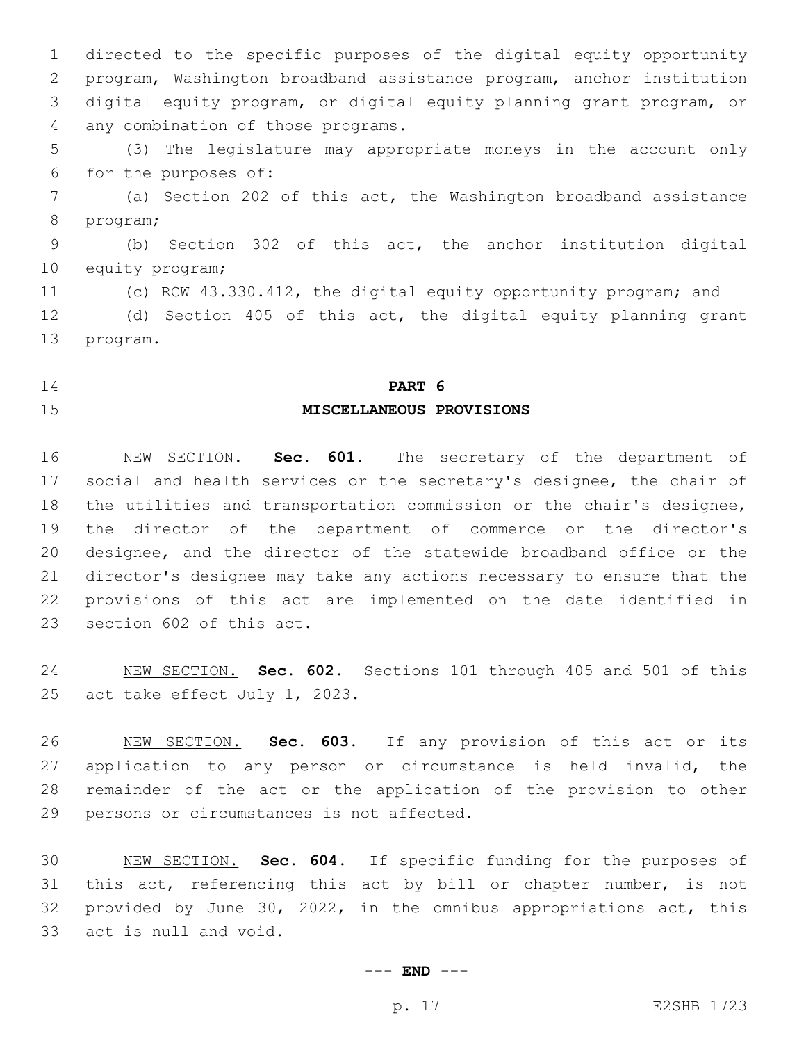directed to the specific purposes of the digital equity opportunity program, Washington broadband assistance program, anchor institution digital equity program, or digital equity planning grant program, or any combination of those programs.

(3) The legislature may appropriate moneys in the account only for the purposes of:

(a) Section 202 of this act, the Washington broadband assistance program;

(b) Section 302 of this act, the anchor institution digital equity program;

(c) RCW 43.330.412, the digital equity opportunity program; and

(d) Section 405 of this act, the digital equity planning grant program.

## PART 6
## MISCELLANEOUS PROVISIONS

NEW SECTION. **Sec. 601.** The secretary of the department of social and health services or the secretary's designee, the chair of the utilities and transportation commission or the chair's designee, the director of the department of commerce or the director's designee, and the director of the statewide broadband office or the director's designee may take any actions necessary to ensure that the provisions of this act are implemented on the date identified in section 602 of this act.

NEW SECTION. **Sec. 602.** Sections 101 through 405 and 501 of this act take effect July 1, 2023.

NEW SECTION. **Sec. 603.** If any provision of this act or its application to any person or circumstance is held invalid, the remainder of the act or the application of the provision to other persons or circumstances is not affected.

NEW SECTION. **Sec. 604.** If specific funding for the purposes of this act, referencing this act by bill or chapter number, is not provided by June 30, 2022, in the omnibus appropriations act, this act is null and void.

**--- END ---**